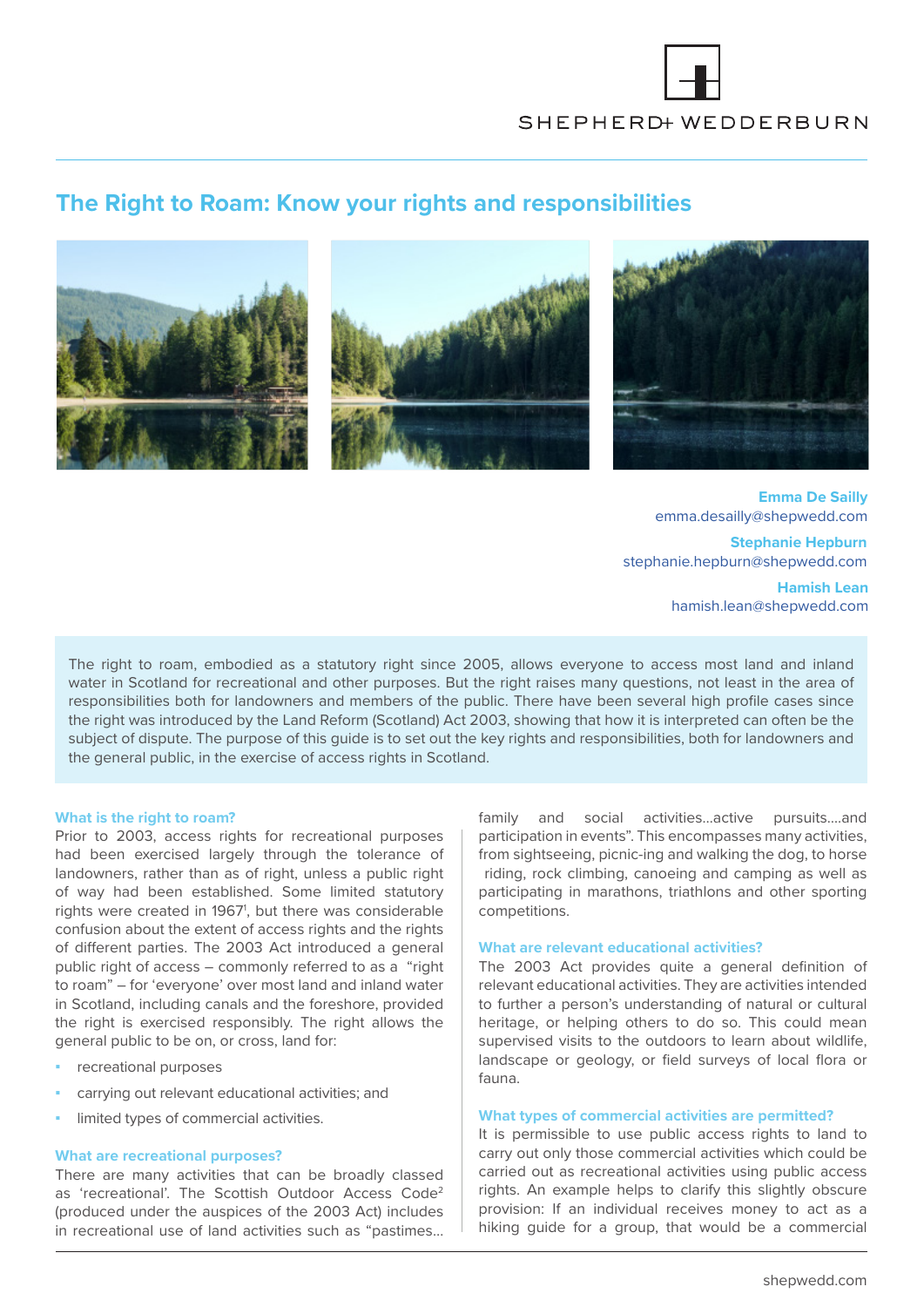SHEPHERD+ WEDDERBURN

# The Right to Roam: Know your rights and responsibilities

**Emma De Sailly**
emma.desailly@shepwedd.com

**Stephanie Hepburn**
stephanie.hepburn@shepwedd.com

**Hamish Lean**
hamish.lean@shepwedd.com

The right to roam, embodied as a statutory right since 2005, allows everyone to access most land and inland water in Scotland for recreational and other purposes. But the right raises many questions, not least in the area of responsibilities both for landowners and members of the public. There have been several high profile cases since the right was introduced by the Land Reform (Scotland) Act 2003, showing that how it is interpreted can often be the subject of dispute. The purpose of this guide is to set out the key rights and responsibilities, both for landowners and the general public, in the exercise of access rights in Scotland.

### What is the right to roam?

Prior to 2003, access rights for recreational purposes had been exercised largely through the tolerance of landowners, rather than as of right, unless a public right of way had been established. Some limited statutory rights were created in 1967[1], but there was considerable confusion about the extent of access rights and the rights of different parties. The 2003 Act introduced a general public right of access – commonly referred to as a "right to roam" – for 'everyone' over most land and inland water in Scotland, including canals and the foreshore, provided the right is exercised responsibly. The right allows the general public to be on, or cross, land for:

- recreational purposes
- carrying out relevant educational activities; and
- limited types of commercial activities.

### What are recreational purposes?

There are many activities that can be broadly classed as 'recreational'. The Scottish Outdoor Access Code[2] (produced under the auspices of the 2003 Act) includes in recreational use of land activities such as "pastimes... family and social activities...active pursuits....and participation in events". This encompasses many activities, from sightseeing, picnic-ing and walking the dog, to horse riding, rock climbing, canoeing and camping as well as participating in marathons, triathlons and other sporting competitions.

### What are relevant educational activities?

The 2003 Act provides quite a general definition of relevant educational activities. They are activities intended to further a person's understanding of natural or cultural heritage, or helping others to do so. This could mean supervised visits to the outdoors to learn about wildlife, landscape or geology, or field surveys of local flora or fauna.

### What types of commercial activities are permitted?

It is permissible to use public access rights to land to carry out only those commercial activities which could be carried out as recreational activities using public access rights. An example helps to clarify this slightly obscure provision: If an individual receives money to act as a hiking guide for a group, that would be a commercial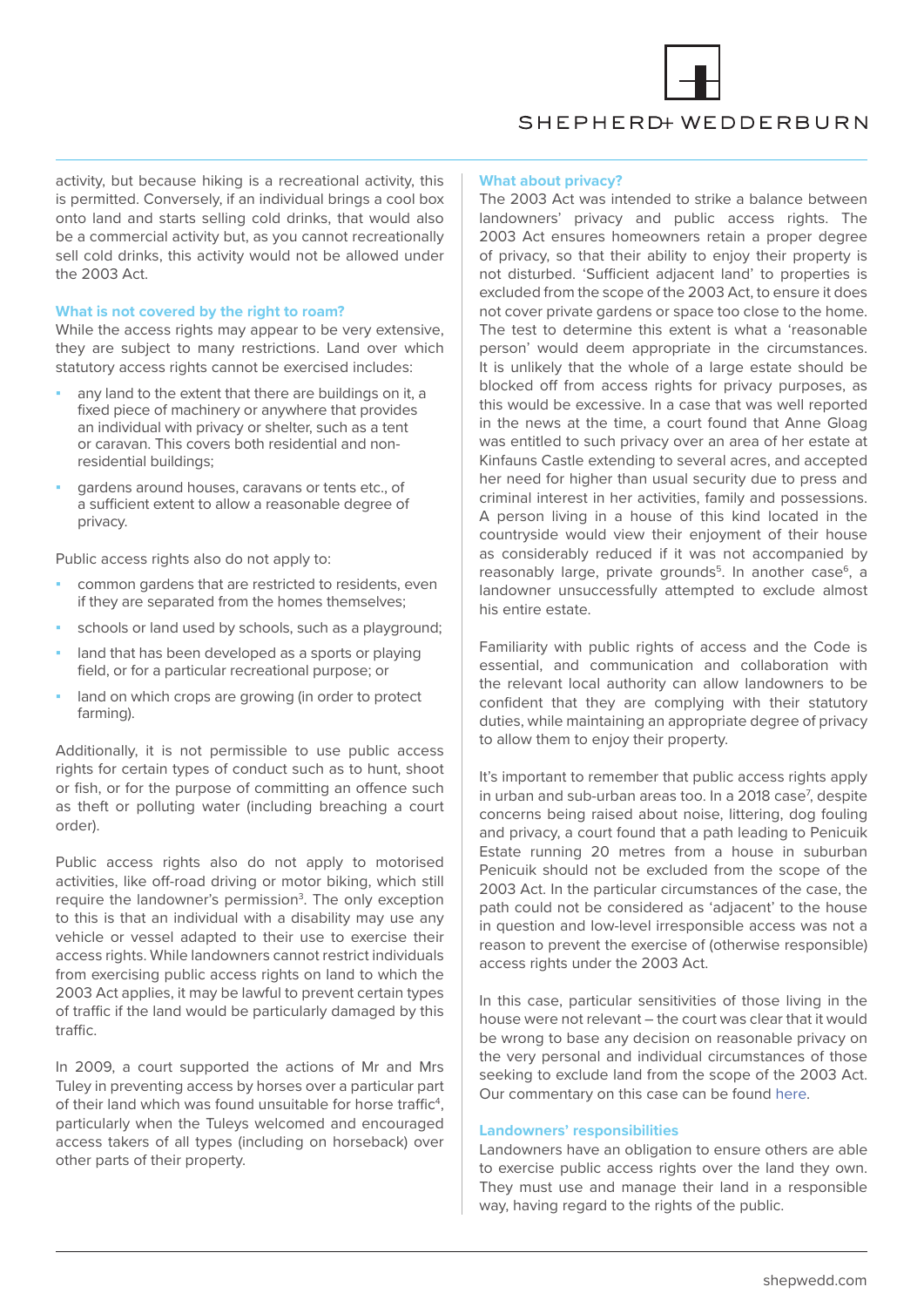activity, but because hiking is a recreational activity, this is permitted. Conversely, if an individual brings a cool box onto land and starts selling cold drinks, that would also be a commercial activity but, as you cannot recreationally sell cold drinks, this activity would not be allowed under the 2003 Act.

### What is not covered by the right to roam?

While the access rights may appear to be very extensive, they are subject to many restrictions. Land over which statutory access rights cannot be exercised includes:

- any land to the extent that there are buildings on it, a fixed piece of machinery or anywhere that provides an individual with privacy or shelter, such as a tent or caravan. This covers both residential and non-residential buildings;
- gardens around houses, caravans or tents etc., of a sufficient extent to allow a reasonable degree of privacy.

Public access rights also do not apply to:

- common gardens that are restricted to residents, even if they are separated from the homes themselves;
- schools or land used by schools, such as a playground;
- land that has been developed as a sports or playing field, or for a particular recreational purpose; or
- land on which crops are growing (in order to protect farming).

Additionally, it is not permissible to use public access rights for certain types of conduct such as to hunt, shoot or fish, or for the purpose of committing an offence such as theft or polluting water (including breaching a court order).

Public access rights also do not apply to motorised activities, like off-road driving or motor biking, which still require the landowner's permission[3]. The only exception to this is that an individual with a disability may use any vehicle or vessel adapted to their use to exercise their access rights. While landowners cannot restrict individuals from exercising public access rights on land to which the 2003 Act applies, it may be lawful to prevent certain types of traffic if the land would be particularly damaged by this traffic.

In 2009, a court supported the actions of Mr and Mrs Tuley in preventing access by horses over a particular part of their land which was found unsuitable for horse traffic[4], particularly when the Tuleys welcomed and encouraged access takers of all types (including on horseback) over other parts of their property.

### What about privacy?

The 2003 Act was intended to strike a balance between landowners' privacy and public access rights. The 2003 Act ensures homeowners retain a proper degree of privacy, so that their ability to enjoy their property is not disturbed. 'Sufficient adjacent land' to properties is excluded from the scope of the 2003 Act, to ensure it does not cover private gardens or space too close to the home. The test to determine this extent is what a 'reasonable person' would deem appropriate in the circumstances. It is unlikely that the whole of a large estate should be blocked off from access rights for privacy purposes, as this would be excessive. In a case that was well reported in the news at the time, a court found that Anne Gloag was entitled to such privacy over an area of her estate at Kinfauns Castle extending to several acres, and accepted her need for higher than usual security due to press and criminal interest in her activities, family and possessions. A person living in a house of this kind located in the countryside would view their enjoyment of their house as considerably reduced if it was not accompanied by reasonably large, private grounds[5]. In another case[6], a landowner unsuccessfully attempted to exclude almost his entire estate.

Familiarity with public rights of access and the Code is essential, and communication and collaboration with the relevant local authority can allow landowners to be confident that they are complying with their statutory duties, while maintaining an appropriate degree of privacy to allow them to enjoy their property.

It's important to remember that public access rights apply in urban and sub-urban areas too. In a 2018 case[7], despite concerns being raised about noise, littering, dog fouling and privacy, a court found that a path leading to Penicuik Estate running 20 metres from a house in suburban Penicuik should not be excluded from the scope of the 2003 Act. In the particular circumstances of the case, the path could not be considered as 'adjacent' to the house in question and low-level irresponsible access was not a reason to prevent the exercise of (otherwise responsible) access rights under the 2003 Act.

In this case, particular sensitivities of those living in the house were not relevant – the court was clear that it would be wrong to base any decision on reasonable privacy on the very personal and individual circumstances of those seeking to exclude land from the scope of the 2003 Act. Our commentary on this case can be found here.

### Landowners' responsibilities

Landowners have an obligation to ensure others are able to exercise public access rights over the land they own. They must use and manage their land in a responsible way, having regard to the rights of the public.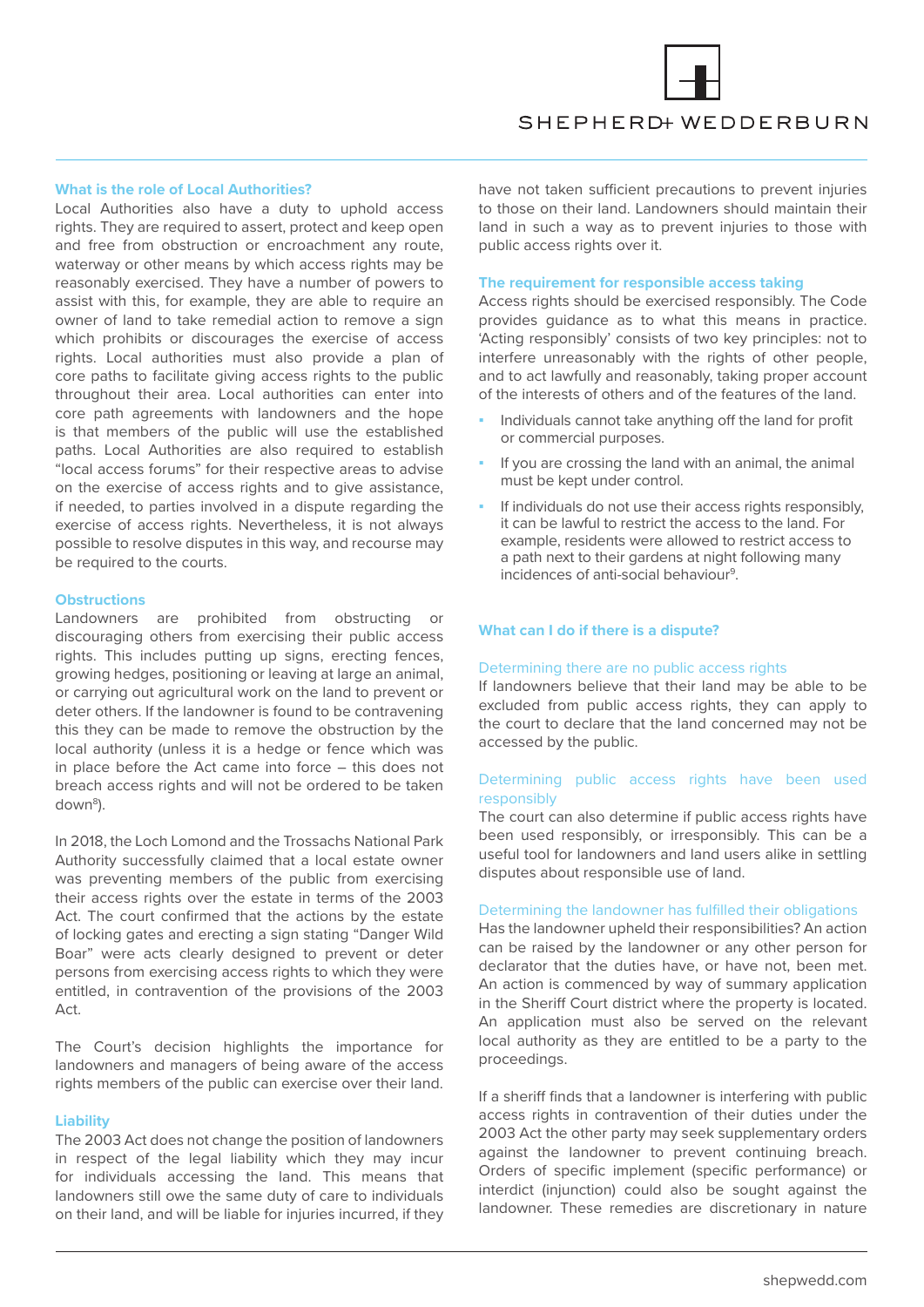## What is the role of Local Authorities?

Local Authorities also have a duty to uphold access rights. They are required to assert, protect and keep open and free from obstruction or encroachment any route, waterway or other means by which access rights may be reasonably exercised. They have a number of powers to assist with this, for example, they are able to require an owner of land to take remedial action to remove a sign which prohibits or discourages the exercise of access rights. Local authorities must also provide a plan of core paths to facilitate giving access rights to the public throughout their area. Local authorities can enter into core path agreements with landowners and the hope is that members of the public will use the established paths. Local Authorities are also required to establish "local access forums" for their respective areas to advise on the exercise of access rights and to give assistance, if needed, to parties involved in a dispute regarding the exercise of access rights. Nevertheless, it is not always possible to resolve disputes in this way, and recourse may be required to the courts.

## Obstructions

Landowners are prohibited from obstructing or discouraging others from exercising their public access rights. This includes putting up signs, erecting fences, growing hedges, positioning or leaving at large an animal, or carrying out agricultural work on the land to prevent or deter others. If the landowner is found to be contravening this they can be made to remove the obstruction by the local authority (unless it is a hedge or fence which was in place before the Act came into force – this does not breach access rights and will not be ordered to be taken down[8]).

In 2018, the Loch Lomond and the Trossachs National Park Authority successfully claimed that a local estate owner was preventing members of the public from exercising their access rights over the estate in terms of the 2003 Act. The court confirmed that the actions by the estate of locking gates and erecting a sign stating "Danger Wild Boar" were acts clearly designed to prevent or deter persons from exercising access rights to which they were entitled, in contravention of the provisions of the 2003 Act.

The Court's decision highlights the importance for landowners and managers of being aware of the access rights members of the public can exercise over their land.

## Liability

The 2003 Act does not change the position of landowners in respect of the legal liability which they may incur for individuals accessing the land. This means that landowners still owe the same duty of care to individuals on their land, and will be liable for injuries incurred, if they have not taken sufficient precautions to prevent injuries to those on their land. Landowners should maintain their land in such a way as to prevent injuries to those with public access rights over it.

## The requirement for responsible access taking

Access rights should be exercised responsibly. The Code provides guidance as to what this means in practice. 'Acting responsibly' consists of two key principles: not to interfere unreasonably with the rights of other people, and to act lawfully and reasonably, taking proper account of the interests of others and of the features of the land.

- Individuals cannot take anything off the land for profit or commercial purposes.
- If you are crossing the land with an animal, the animal must be kept under control.
- If individuals do not use their access rights responsibly, it can be lawful to restrict the access to the land. For example, residents were allowed to restrict access to a path next to their gardens at night following many incidences of anti-social behaviour[9].

## What can I do if there is a dispute?

### Determining there are no public access rights

If landowners believe that their land may be able to be excluded from public access rights, they can apply to the court to declare that the land concerned may not be accessed by the public.

### Determining public access rights have been used responsibly

The court can also determine if public access rights have been used responsibly, or irresponsibly. This can be a useful tool for landowners and land users alike in settling disputes about responsible use of land.

### Determining the landowner has fulfilled their obligations

Has the landowner upheld their responsibilities? An action can be raised by the landowner or any other person for declarator that the duties have, or have not, been met. An action is commenced by way of summary application in the Sheriff Court district where the property is located. An application must also be served on the relevant local authority as they are entitled to be a party to the proceedings.

If a sheriff finds that a landowner is interfering with public access rights in contravention of their duties under the 2003 Act the other party may seek supplementary orders against the landowner to prevent continuing breach. Orders of specific implement (specific performance) or interdict (injunction) could also be sought against the landowner. These remedies are discretionary in nature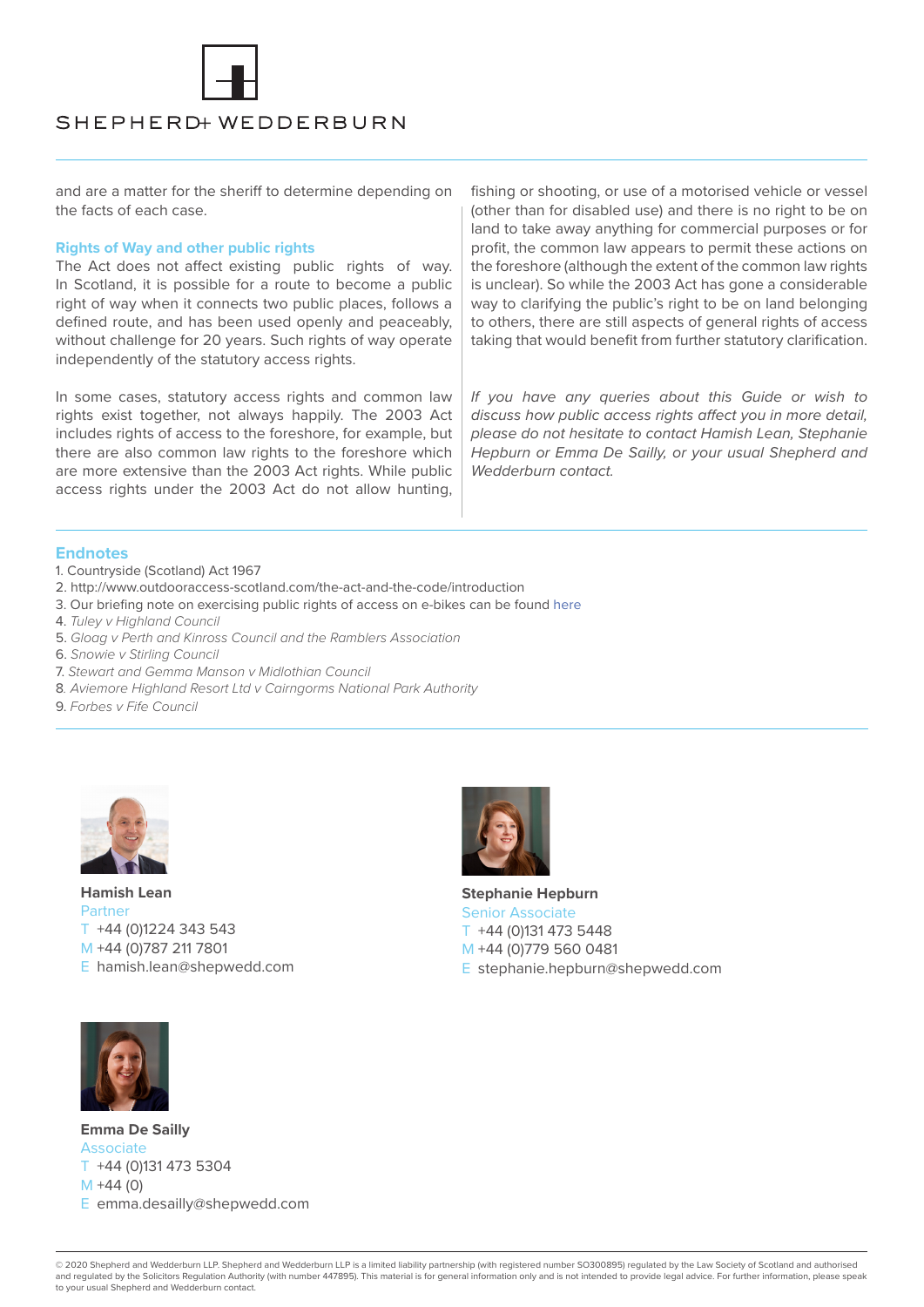and are a matter for the sheriff to determine depending on the facts of each case.

### Rights of Way and other public rights

The Act does not affect existing public rights of way. In Scotland, it is possible for a route to become a public right of way when it connects two public places, follows a defined route, and has been used openly and peaceably, without challenge for 20 years. Such rights of way operate independently of the statutory access rights.

In some cases, statutory access rights and common law rights exist together, not always happily. The 2003 Act includes rights of access to the foreshore, for example, but there are also common law rights to the foreshore which are more extensive than the 2003 Act rights. While public access rights under the 2003 Act do not allow hunting, fishing or shooting, or use of a motorised vehicle or vessel (other than for disabled use) and there is no right to be on land to take away anything for commercial purposes or for profit, the common law appears to permit these actions on the foreshore (although the extent of the common law rights is unclear). So while the 2003 Act has gone a considerable way to clarifying the public's right to be on land belonging to others, there are still aspects of general rights of access taking that would benefit from further statutory clarification.

*If you have any queries about this Guide or wish to discuss how public access rights affect you in more detail, please do not hesitate to contact Hamish Lean, Stephanie Hepburn or Emma De Sailly, or your usual Shepherd and Wedderburn contact.*

## Endnotes

1. Countryside (Scotland) Act 1967
2. http://www.outdooraccess-scotland.com/the-act-and-the-code/introduction
3. Our briefing note on exercising public rights of access on e-bikes can be found here
4. *Tuley v Highland Council*
5. *Gloag v Perth and Kinross Council and the Ramblers Association*
6. *Snowie v Stirling Council*
7. *Stewart and Gemma Manson v Midlothian Council*
8. *Aviemore Highland Resort Ltd v Cairngorms National Park Authority*
9. *Forbes v Fife Council*

**Hamish Lean**
Partner
T +44 (0)1224 343 543
M +44 (0)787 211 7801
E hamish.lean@shepwedd.com

**Stephanie Hepburn**
Senior Associate
T +44 (0)131 473 5448
M +44 (0)779 560 0481
E stephanie.hepburn@shepwedd.com

**Emma De Sailly**
Associate
T +44 (0)131 473 5304
M +44 (0)
E emma.desailly@shepwedd.com

© 2020 Shepherd and Wedderburn LLP. Shepherd and Wedderburn LLP is a limited liability partnership (with registered number SO300895) regulated by the Law Society of Scotland and authorised and regulated by the Solicitors Regulation Authority (with number 447895). This material is for general information only and is not intended to provide legal advice. For further information, please speak to your usual Shepherd and Wedderburn contact.